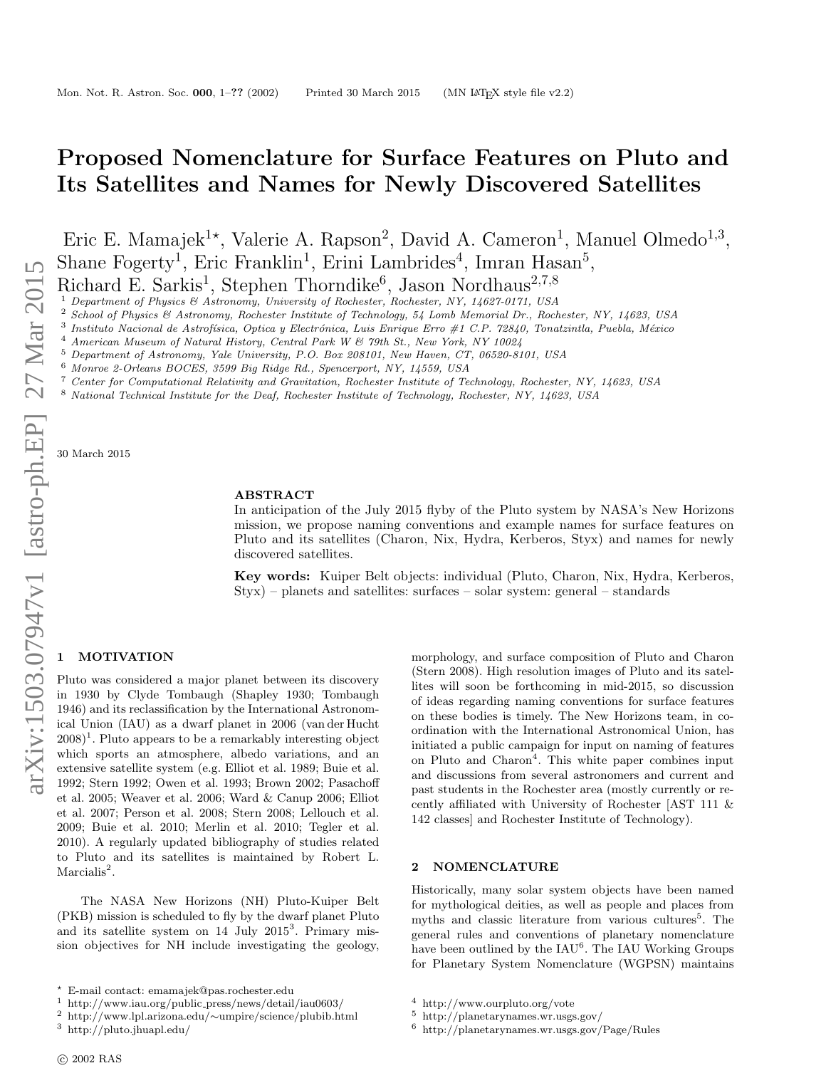// Proposed Nomenclature for Surface Features on Pluto and Its Satellites and Names for Newly Discovered Satellites

Eric E. Mamajek[1⋆], Valerie A. Rapson[2], David A. Cameron[1], Manuel Olmedo[1,3], Shane Fogerty[1], Eric Franklin[1], Erini Lambrides[4], Imran Hasan[5], Richard E. Sarkis[1], Stephen Thorndike[6], Jason Nordhaus[2,7,8]

[1] *Department of Physics & Astronomy, University of Rochester, Rochester, NY, 14627-0171, USA*
[2] *School of Physics & Astronomy, Rochester Institute of Technology, 54 Lomb Memorial Dr., Rochester, NY, 14623, USA*
[3] *Instituto Nacional de Astrofísica, Optica y Electrónica, Luis Enrique Erro #1 C.P. 72840, Tonatzintla, Puebla, México*
[4] *American Museum of Natural History, Central Park W & 79th St., New York, NY 10024*
[5] *Department of Astronomy, Yale University, P.O. Box 208101, New Haven, CT, 06520-8101, USA*
[6] *Monroe 2-Orleans BOCES, 3599 Big Ridge Rd., Spencerport, NY, 14559, USA*
[7] *Center for Computational Relativity and Gravitation, Rochester Institute of Technology, Rochester, NY, 14623, USA*
[8] *National Technical Institute for the Deaf, Rochester Institute of Technology, Rochester, NY, 14623, USA*

30 March 2015

## ABSTRACT

In anticipation of the July 2015 flyby of the Pluto system by NASA's New Horizons mission, we propose naming conventions and example names for surface features on Pluto and its satellites (Charon, Nix, Hydra, Kerberos, Styx) and names for newly discovered satellites.

**Key words:** Kuiper Belt objects: individual (Pluto, Charon, Nix, Hydra, Kerberos, Styx) – planets and satellites: surfaces – solar system: general – standards

## 1 MOTIVATION

Pluto was considered a major planet between its discovery in 1930 by Clyde Tombaugh (Shapley 1930; Tombaugh 1946) and its reclassification by the International Astronomical Union (IAU) as a dwarf planet in 2006 (van der Hucht 2008)[1]. Pluto appears to be a remarkably interesting object which sports an atmosphere, albedo variations, and an extensive satellite system (e.g. Elliot et al. 1989; Buie et al. 1992; Stern 1992; Owen et al. 1993; Brown 2002; Pasachoff et al. 2005; Weaver et al. 2006; Ward & Canup 2006; Elliot et al. 2007; Person et al. 2008; Stern 2008; Lellouch et al. 2009; Buie et al. 2010; Merlin et al. 2010; Tegler et al. 2010). A regularly updated bibliography of studies related to Pluto and its satellites is maintained by Robert L. Marcialis[2].

The NASA New Horizons (NH) Pluto-Kuiper Belt (PKB) mission is scheduled to fly by the dwarf planet Pluto and its satellite system on 14 July 2015[3]. Primary mission objectives for NH include investigating the geology, morphology, and surface composition of Pluto and Charon (Stern 2008). High resolution images of Pluto and its satellites will soon be forthcoming in mid-2015, so discussion of ideas regarding naming conventions for surface features on these bodies is timely. The New Horizons team, in coordination with the International Astronomical Union, has initiated a public campaign for input on naming of features on Pluto and Charon[4]. This white paper combines input and discussions from several astronomers and current and past students in the Rochester area (mostly currently or recently affiliated with University of Rochester [AST 111 & 142 classes] and Rochester Institute of Technology).

## 2 NOMENCLATURE

Historically, many solar system objects have been named for mythological deities, as well as people and places from myths and classic literature from various cultures[5]. The general rules and conventions of planetary nomenclature have been outlined by the IAU[6]. The IAU Working Groups for Planetary System Nomenclature (WGPSN) maintains

⋆ E-mail contact: emamajek@pas.rochester.edu
[1] http://www.iau.org/public_press/news/detail/iau0603/
[2] http://www.lpl.arizona.edu/∼umpire/science/plubib.html
[3] http://pluto.jhuapl.edu/
[4] http://www.ourpluto.org/vote
[5] http://planetarynames.wr.usgs.gov/
[6] http://planetarynames.wr.usgs.gov/Page/Rules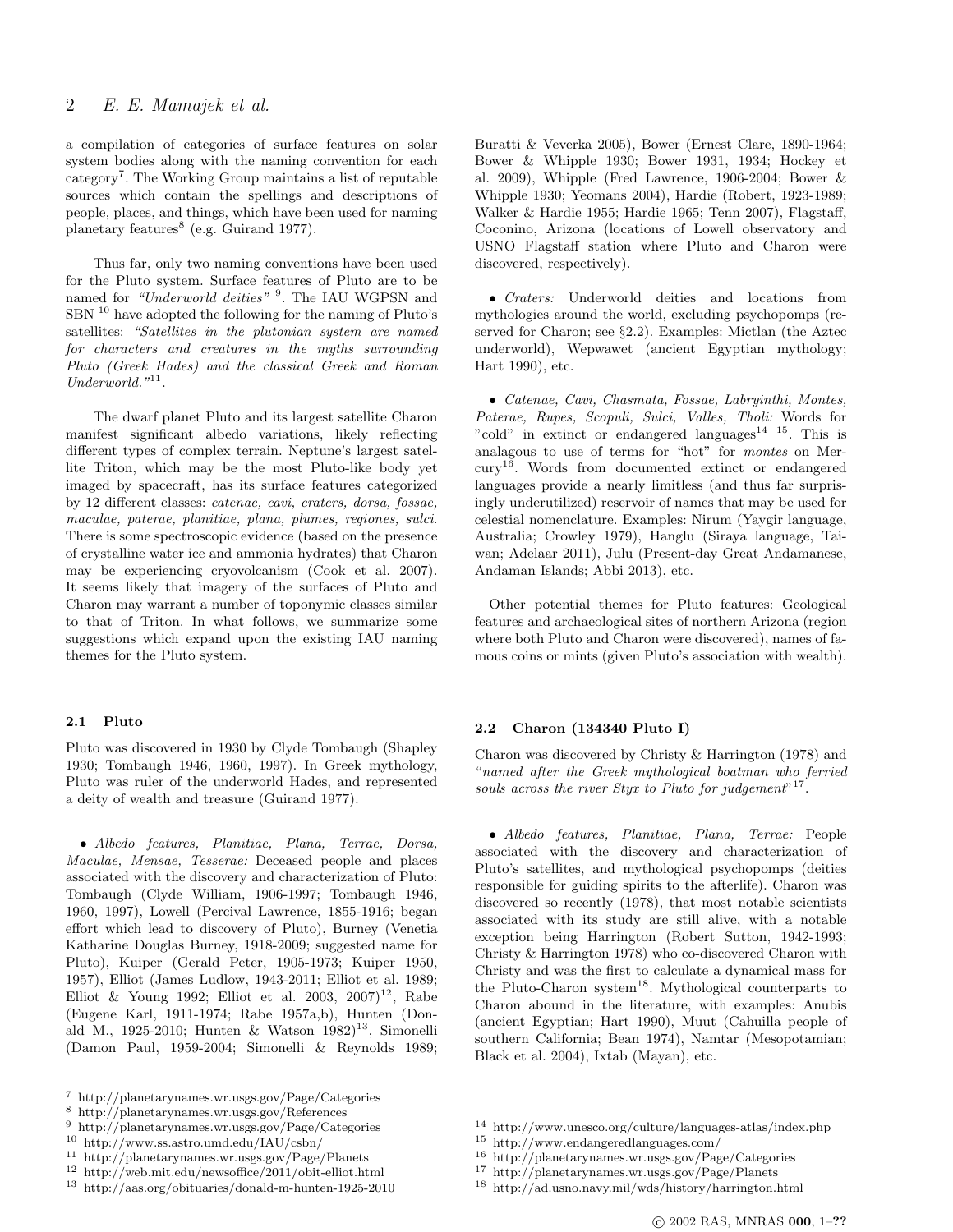a compilation of categories of surface features on solar system bodies along with the naming convention for each category[7]. The Working Group maintains a list of reputable sources which contain the spellings and descriptions of people, places, and things, which have been used for naming planetary features[8] (e.g. Guirand 1977).

Thus far, only two naming conventions have been used for the Pluto system. Surface features of Pluto are to be named for *"Underworld deities"* [9]. The IAU WGPSN and SBN [10] have adopted the following for the naming of Pluto's satellites: *"Satellites in the plutonian system are named for characters and creatures in the myths surrounding Pluto (Greek Hades) and the classical Greek and Roman Underworld."*[11].

The dwarf planet Pluto and its largest satellite Charon manifest significant albedo variations, likely reflecting different types of complex terrain. Neptune's largest satellite Triton, which may be the most Pluto-like body yet imaged by spacecraft, has its surface features categorized by 12 different classes: *catenae, cavi, craters, dorsa, fossae, maculae, paterae, planitiae, plana, plumes, regiones, sulci*. There is some spectroscopic evidence (based on the presence of crystalline water ice and ammonia hydrates) that Charon may be experiencing cryovolcanism (Cook et al. 2007). It seems likely that imagery of the surfaces of Pluto and Charon may warrant a number of toponymic classes similar to that of Triton. In what follows, we summarize some suggestions which expand upon the existing IAU naming themes for the Pluto system.

### 2.1 Pluto

Pluto was discovered in 1930 by Clyde Tombaugh (Shapley 1930; Tombaugh 1946, 1960, 1997). In Greek mythology, Pluto was ruler of the underworld Hades, and represented a deity of wealth and treasure (Guirand 1977).

- *Albedo features, Planitiae, Plana, Terrae, Dorsa, Maculae, Mensae, Tesserae:* Deceased people and places associated with the discovery and characterization of Pluto: Tombaugh (Clyde William, 1906-1997; Tombaugh 1946, 1960, 1997), Lowell (Percival Lawrence, 1855-1916; began effort which lead to discovery of Pluto), Burney (Venetia Katharine Douglas Burney, 1918-2009; suggested name for Pluto), Kuiper (Gerald Peter, 1905-1973; Kuiper 1950, 1957), Elliot (James Ludlow, 1943-2011; Elliot et al. 1989; Elliot & Young 1992; Elliot et al. 2003, 2007)[12], Rabe (Eugene Karl, 1911-1974; Rabe 1957a,b), Hunten (Donald M., 1925-2010; Hunten & Watson 1982)[13], Simonelli (Damon Paul, 1959-2004; Simonelli & Reynolds 1989; Buratti & Veverka 2005), Bower (Ernest Clare, 1890-1964; Bower & Whipple 1930; Bower 1931, 1934; Hockey et al. 2009), Whipple (Fred Lawrence, 1906-2004; Bower & Whipple 1930; Yeomans 2004), Hardie (Robert, 1923-1989; Walker & Hardie 1955; Hardie 1965; Tenn 2007), Flagstaff, Coconino, Arizona (locations of Lowell observatory and USNO Flagstaff station where Pluto and Charon were discovered, respectively).

- *Craters:* Underworld deities and locations from mythologies around the world, excluding psychopomps (reserved for Charon; see §2.2). Examples: Mictlan (the Aztec underworld), Wepwawet (ancient Egyptian mythology; Hart 1990), etc.

- *Catenae, Cavi, Chasmata, Fossae, Labryinthi, Montes, Paterae, Rupes, Scopuli, Sulci, Valles, Tholi:* Words for "cold" in extinct or endangered languages[14] [15]. This is analagous to use of terms for "hot" for *montes* on Mercury[16]. Words from documented extinct or endangered languages provide a nearly limitless (and thus far surprisingly underutilized) reservoir of names that may be used for celestial nomenclature. Examples: Nirum (Yaygir language, Australia; Crowley 1979), Hanglu (Siraya language, Taiwan; Adelaar 2011), Julu (Present-day Great Andamanese, Andaman Islands; Abbi 2013), etc.

Other potential themes for Pluto features: Geological features and archaeological sites of northern Arizona (region where both Pluto and Charon were discovered), names of famous coins or mints (given Pluto's association with wealth).

### 2.2 Charon (134340 Pluto I)

Charon was discovered by Christy & Harrington (1978) and "*named after the Greek mythological boatman who ferried souls across the river Styx to Pluto for judgement*"[17].

- *Albedo features, Planitiae, Plana, Terrae:* People associated with the discovery and characterization of Pluto's satellites, and mythological psychopomps (deities responsible for guiding spirits to the afterlife). Charon was discovered so recently (1978), that most notable scientists associated with its study are still alive, with a notable exception being Harrington (Robert Sutton, 1942-1993; Christy & Harrington 1978) who co-discovered Charon with Christy and was the first to calculate a dynamical mass for the Pluto-Charon system[18]. Mythological counterparts to Charon abound in the literature, with examples: Anubis (ancient Egyptian; Hart 1990), Muut (Cahuilla people of southern California; Bean 1974), Namtar (Mesopotamian; Black et al. 2004), Ixtab (Mayan), etc.

---

[7] http://planetarynames.wr.usgs.gov/Page/Categories
[8] http://planetarynames.wr.usgs.gov/Page/References
[9] http://planetarynames.wr.usgs.gov/Page/Categories
[10] http://www.ss.astro.umd.edu/IAU/csbn/
[11] http://planetarynames.wr.usgs.gov/Page/Planets
[12] http://web.mit.edu/newsoffice/2011/obit-elliot.html
[13] http://aas.org/obituaries/donald-m-hunten-1925-2010
[14] http://www.unesco.org/culture/languages-atlas/index.php
[15] http://www.endangeredlanguages.com/
[16] http://planetarynames.wr.usgs.gov/Page/Categories
[17] http://planetarynames.wr.usgs.gov/Page/Planets
[18] http://ad.usno.navy.mil/wds/history/harrington.html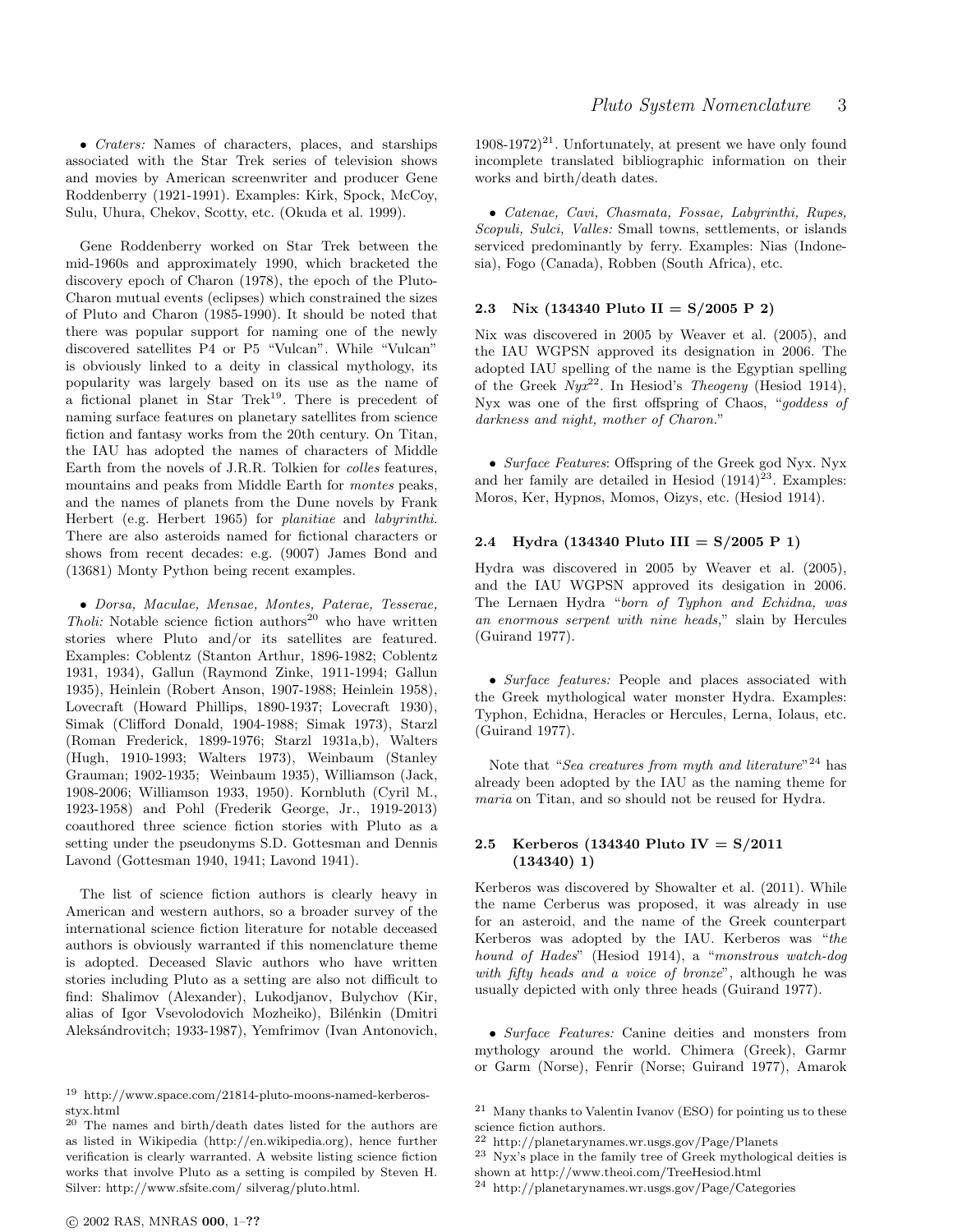• *Craters:* Names of characters, places, and starships associated with the Star Trek series of television shows and movies by American screenwriter and producer Gene Roddenberry (1921-1991). Examples: Kirk, Spock, McCoy, Sulu, Uhura, Chekov, Scotty, etc. (Okuda et al. 1999).

Gene Roddenberry worked on Star Trek between the mid-1960s and approximately 1990, which bracketed the discovery epoch of Charon (1978), the epoch of the Pluto-Charon mutual events (eclipses) which constrained the sizes of Pluto and Charon (1985-1990). It should be noted that there was popular support for naming one of the newly discovered satellites P4 or P5 "Vulcan". While "Vulcan" is obviously linked to a deity in classical mythology, its popularity was largely based on its use as the name of a fictional planet in Star Trek[19]. There is precedent of naming surface features on planetary satellites from science fiction and fantasy works from the 20th century. On Titan, the IAU has adopted the names of characters of Middle Earth from the novels of J.R.R. Tolkien for *colles* features, mountains and peaks from Middle Earth for *montes* peaks, and the names of planets from the Dune novels by Frank Herbert (e.g. Herbert 1965) for *planitiae* and *labyrinthi*. There are also asteroids named for fictional characters or shows from recent decades: e.g. (9007) James Bond and (13681) Monty Python being recent examples.

• *Dorsa, Maculae, Mensae, Montes, Paterae, Tesserae, Tholi:* Notable science fiction authors[20] who have written stories where Pluto and/or its satellites are featured. Examples: Coblentz (Stanton Arthur, 1896-1982; Coblentz 1931, 1934), Gallun (Raymond Zinke, 1911-1994; Gallun 1935), Heinlein (Robert Anson, 1907-1988; Heinlein 1958), Lovecraft (Howard Phillips, 1890-1937; Lovecraft 1930), Simak (Clifford Donald, 1904-1988; Simak 1973), Starzl (Roman Frederick, 1899-1976; Starzl 1931a,b), Walters (Hugh, 1910-1993; Walters 1973), Weinbaum (Stanley Grauman; 1902-1935; Weinbaum 1935), Williamson (Jack, 1908-2006; Williamson 1933, 1950). Kornbluth (Cyril M., 1923-1958) and Pohl (Frederik George, Jr., 1919-2013) coauthored three science fiction stories with Pluto as a setting under the pseudonyms S.D. Gottesman and Dennis Lavond (Gottesman 1940, 1941; Lavond 1941).

The list of science fiction authors is clearly heavy in American and western authors, so a broader survey of the international science fiction literature for notable deceased authors is obviously warranted if this nomenclature theme is adopted. Deceased Slavic authors who have written stories including Pluto as a setting are also not difficult to find: Shalimov (Alexander), Lukodjanov, Bulychov (Kir, alias of Igor Vsevolodovich Mozheiko), Bilénkin (Dmitri Aleksándrovitch; 1933-1987), Yemfrimov (Ivan Antonovich, 1908-1972)[21]. Unfortunately, at present we have only found incomplete translated bibliographic information on their works and birth/death dates.

• *Catenae, Cavi, Chasmata, Fossae, Labyrinthi, Rupes, Scopuli, Sulci, Valles:* Small towns, settlements, or islands serviced predominantly by ferry. Examples: Nias (Indonesia), Fogo (Canada), Robben (South Africa), etc.

### 2.3 Nix (134340 Pluto II = S/2005 P 2)

Nix was discovered in 2005 by Weaver et al. (2005), and the IAU WGPSN approved its designation in 2006. The adopted IAU spelling of the name is the Egyptian spelling of the Greek *Nyx*[22]. In Hesiod's *Theogeny* (Hesiod 1914), Nyx was one of the first offspring of Chaos, "*goddess of darkness and night, mother of Charon.*"

• *Surface Features*: Offspring of the Greek god Nyx. Nyx and her family are detailed in Hesiod (1914)[23]. Examples: Moros, Ker, Hypnos, Momos, Oizys, etc. (Hesiod 1914).

### 2.4 Hydra (134340 Pluto III = S/2005 P 1)

Hydra was discovered in 2005 by Weaver et al. (2005), and the IAU WGPSN approved its desigation in 2006. The Lernaen Hydra "*born of Typhon and Echidna, was an enormous serpent with nine heads,*" slain by Hercules (Guirand 1977).

• *Surface features:* People and places associated with the Greek mythological water monster Hydra. Examples: Typhon, Echidna, Heracles or Hercules, Lerna, Iolaus, etc. (Guirand 1977).

Note that "*Sea creatures from myth and literature*"[24] has already been adopted by the IAU as the naming theme for *maria* on Titan, and so should not be reused for Hydra.

### 2.5 Kerberos (134340 Pluto IV = S/2011 (134340) 1)

Kerberos was discovered by Showalter et al. (2011). While the name Cerberus was proposed, it was already in use for an asteroid, and the name of the Greek counterpart Kerberos was adopted by the IAU. Kerberos was "*the hound of Hades*" (Hesiod 1914), a "*monstrous watch-dog with fifty heads and a voice of bronze*", although he was usually depicted with only three heads (Guirand 1977).

• *Surface Features:* Canine deities and monsters from mythology around the world. Chimera (Greek), Garmr or Garm (Norse), Fenrir (Norse; Guirand 1977), Amarok

---

[19] http://www.space.com/21814-pluto-moons-named-kerberos-styx.html

[20] The names and birth/death dates listed for the authors are as listed in Wikipedia (http://en.wikipedia.org), hence further verification is clearly warranted. A website listing science fiction works that involve Pluto as a setting is compiled by Steven H. Silver: http://www.sfsite.com/ silverag/pluto.html.

[21] Many thanks to Valentin Ivanov (ESO) for pointing us to these science fiction authors.

[22] http://planetarynames.wr.usgs.gov/Page/Planets

[23] Nyx's place in the family tree of Greek mythological deities is shown at http://www.theoi.com/TreeHesiod.html

[24] http://planetarynames.wr.usgs.gov/Page/Categories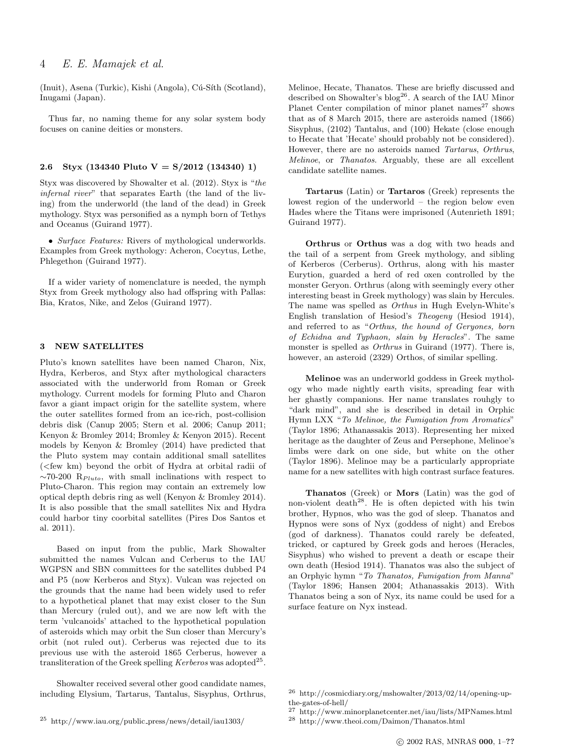(Inuit), Asena (Turkic), Kishi (Angola), Cú-Síth (Scotland), Inugami (Japan).

Thus far, no naming theme for any solar system body focuses on canine deities or monsters.

### 2.6 Styx (134340 Pluto V = S/2012 (134340) 1)

Styx was discovered by Showalter et al. (2012). Styx is "*the infernal river*" that separates Earth (the land of the living) from the underworld (the land of the dead) in Greek mythology. Styx was personified as a nymph born of Tethys and Oceanus (Guirand 1977).

- *Surface Features:* Rivers of mythological underworlds. Examples from Greek mythology: Acheron, Cocytus, Lethe, Phlegethon (Guirand 1977).

If a wider variety of nomenclature is needed, the nymph Styx from Greek mythology also had offspring with Pallas: Bia, Kratos, Nike, and Zelos (Guirand 1977).

## 3 NEW SATELLITES

Pluto's known satellites have been named Charon, Nix, Hydra, Kerberos, and Styx after mythological characters associated with the underworld from Roman or Greek mythology. Current models for forming Pluto and Charon favor a giant impact origin for the satellite system, where the outer satellites formed from an ice-rich, post-collision debris disk (Canup 2005; Stern et al. 2006; Canup 2011; Kenyon & Bromley 2014; Bromley & Kenyon 2015). Recent models by Kenyon & Bromley (2014) have predicted that the Pluto system may contain additional small satellites (<few km) beyond the orbit of Hydra at orbital radii of ~70-200 $R_{Pluto}$, with small inclinations with respect to Pluto-Charon. This region may contain an extremely low optical depth debris ring as well (Kenyon & Bromley 2014). It is also possible that the small satellites Nix and Hydra could harbor tiny coorbital satellites (Pires Dos Santos et al. 2011).

Based on input from the public, Mark Showalter submitted the names Vulcan and Cerberus to the IAU WGPSN and SBN committees for the satellites dubbed P4 and P5 (now Kerberos and Styx). Vulcan was rejected on the grounds that the name had been widely used to refer to a hypothetical planet that may exist closer to the Sun than Mercury (ruled out), and we are now left with the term 'vulcanoids' attached to the hypothetical population of asteroids which may orbit the Sun closer than Mercury's orbit (not ruled out). Cerberus was rejected due to its previous use with the asteroid 1865 Cerberus, however a transliteration of the Greek spelling *Kerberos* was adopted[25].

Showalter received several other good candidate names, including Elysium, Tartarus, Tantalus, Sisyphus, Orthrus, Melinoe, Hecate, Thanatos. These are briefly discussed and described on Showalter's blog[26]. A search of the IAU Minor Planet Center compilation of minor planet names[27] shows that as of 8 March 2015, there are asteroids named (1866) Sisyphus, (2102) Tantalus, and (100) Hekate (close enough to Hecate that 'Hecate' should probably not be considered). However, there are no asteroids named *Tartarus*, *Orthrus*, *Melinoe*, or *Thanatos*. Arguably, these are all excellent candidate satellite names.

**Tartarus** (Latin) or **Tartaros** (Greek) represents the lowest region of the underworld – the region below even Hades where the Titans were imprisoned (Autenrieth 1891; Guirand 1977).

**Orthrus** or **Orthus** was a dog with two heads and the tail of a serpent from Greek mythology, and sibling of Kerberos (Cerberus). Orthrus, along with his master Eurytion, guarded a herd of red oxen controlled by the monster Geryon. Orthrus (along with seemingly every other interesting beast in Greek mythology) was slain by Hercules. The name was spelled as *Orthus* in Hugh Evelyn-White's English translation of Hesiod's *Theogeny* (Hesiod 1914), and referred to as "*Orthus, the hound of Geryones, born of Echidna and Typhaon, slain by Heracles*". The same monster is spelled as *Orthrus* in Guirand (1977). There is, however, an asteroid (2329) Orthos, of similar spelling.

**Melinoe** was an underworld goddess in Greek mythology who made nightly earth visits, spreading fear with her ghastly companions. Her name translates rouhgly to "dark mind", and she is described in detail in Orphic Hymn LXX "*To Melinoe, the Fumigation from Aromatics*" (Taylor 1896; Athanassakis 2013). Representing her mixed heritage as the daughter of Zeus and Persephone, Melinoe's limbs were dark on one side, but white on the other (Taylor 1896). Melinoe may be a particularly appropriate name for a new satellites with high contrast surface features.

**Thanatos** (Greek) or **Mors** (Latin) was the god of non-violent death[28]. He is often depicted with his twin brother, Hypnos, who was the god of sleep. Thanatos and Hypnos were sons of Nyx (goddess of night) and Erebos (god of darkness). Thanatos could rarely be defeated, tricked, or captured by Greek gods and heroes (Heracles, Sisyphus) who wished to prevent a death or escape their own death (Hesiod 1914). Thanatos was also the subject of an Orphyic hymn "*To Thanatos, Fumigation from Manna*" (Taylor 1896; Hansen 2004; Athanassakis 2013). With Thanatos being a son of Nyx, its name could be used for a surface feature on Nyx instead.

[25] http://www.iau.org/public_press/news/detail/iau1303/

[26] http://cosmicdiary.org/mshowalter/2013/02/14/opening-up-the-gates-of-hell/

[27] http://www.minorplanetcenter.net/iau/lists/MPNames.html

[28] http://www.theoi.com/Daimon/Thanatos.html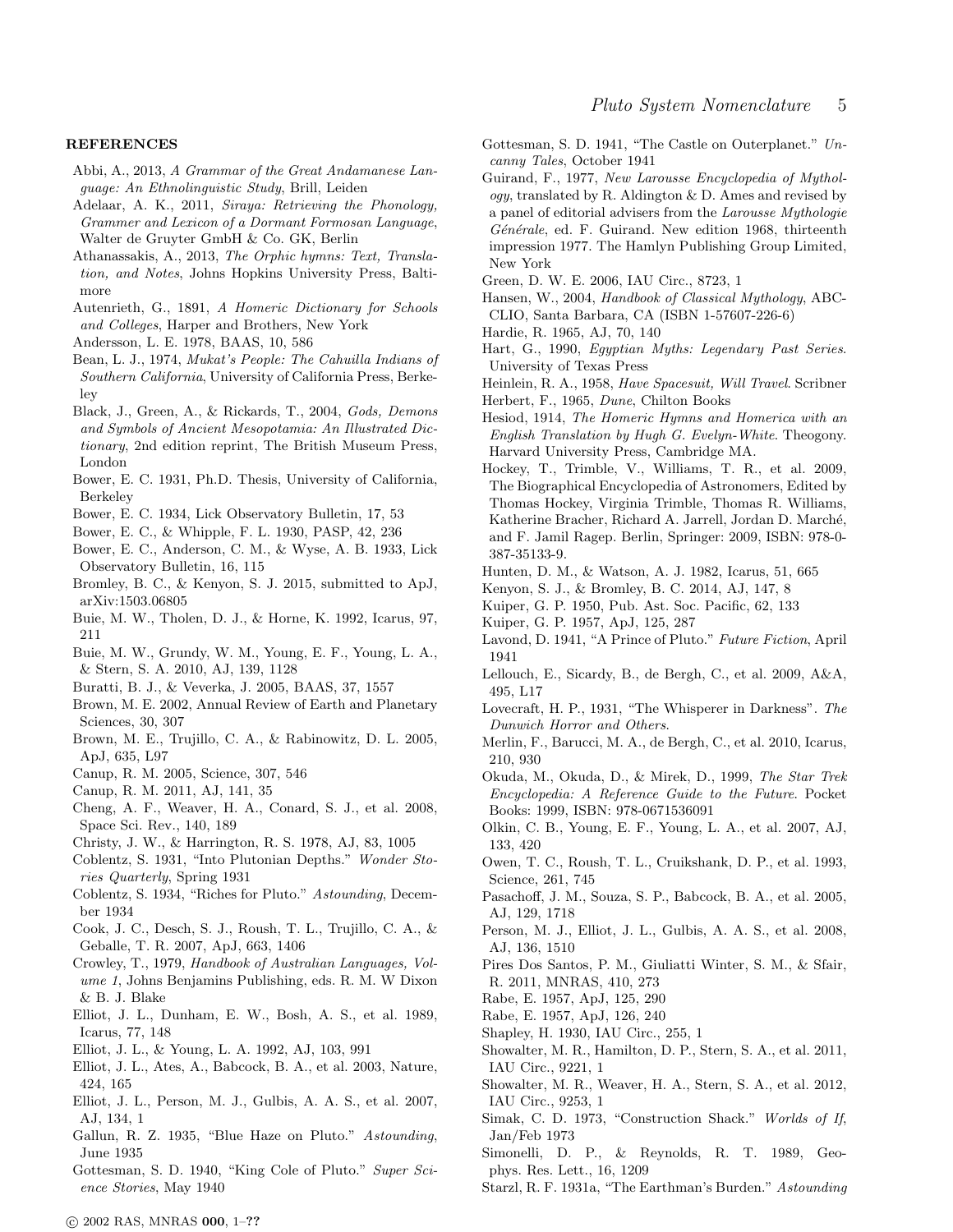## REFERENCES

Abbi, A., 2013, *A Grammar of the Great Andamanese Language: An Ethnolinguistic Study*, Brill, Leiden

Adelaar, A. K., 2011, *Siraya: Retrieving the Phonology, Grammer and Lexicon of a Dormant Formosan Language*, Walter de Gruyter GmbH & Co. GK, Berlin

Athanassakis, A., 2013, *The Orphic hymns: Text, Translation, and Notes*, Johns Hopkins University Press, Baltimore

Autenrieth, G., 1891, *A Homeric Dictionary for Schools and Colleges*, Harper and Brothers, New York

Andersson, L. E. 1978, BAAS, 10, 586

Bean, L. J., 1974, *Mukat's People: The Cahuilla Indians of Southern California*, University of California Press, Berkeley

Black, J., Green, A., & Rickards, T., 2004, *Gods, Demons and Symbols of Ancient Mesopotamia: An Illustrated Dictionary*, 2nd edition reprint, The British Museum Press, London

Bower, E. C. 1931, Ph.D. Thesis, University of California, Berkeley

Bower, E. C. 1934, Lick Observatory Bulletin, 17, 53

Bower, E. C., & Whipple, F. L. 1930, PASP, 42, 236

Bower, E. C., Anderson, C. M., & Wyse, A. B. 1933, Lick Observatory Bulletin, 16, 115

Bromley, B. C., & Kenyon, S. J. 2015, submitted to ApJ, arXiv:1503.06805

Buie, M. W., Tholen, D. J., & Horne, K. 1992, Icarus, 97, 211

Buie, M. W., Grundy, W. M., Young, E. F., Young, L. A., & Stern, S. A. 2010, AJ, 139, 1128

Buratti, B. J., & Veverka, J. 2005, BAAS, 37, 1557

Brown, M. E. 2002, Annual Review of Earth and Planetary Sciences, 30, 307

Brown, M. E., Trujillo, C. A., & Rabinowitz, D. L. 2005, ApJ, 635, L97

Canup, R. M. 2005, Science, 307, 546

Canup, R. M. 2011, AJ, 141, 35

Cheng, A. F., Weaver, H. A., Conard, S. J., et al. 2008, Space Sci. Rev., 140, 189

Christy, J. W., & Harrington, R. S. 1978, AJ, 83, 1005

Coblentz, S. 1931, "Into Plutonian Depths." *Wonder Stories Quarterly*, Spring 1931

Coblentz, S. 1934, "Riches for Pluto." *Astounding*, December 1934

Cook, J. C., Desch, S. J., Roush, T. L., Trujillo, C. A., & Geballe, T. R. 2007, ApJ, 663, 1406

Crowley, T., 1979, *Handbook of Australian Languages, Volume 1*, Johns Benjamins Publishing, eds. R. M. W Dixon & B. J. Blake

Elliot, J. L., Dunham, E. W., Bosh, A. S., et al. 1989, Icarus, 77, 148

Elliot, J. L., & Young, L. A. 1992, AJ, 103, 991

Elliot, J. L., Ates, A., Babcock, B. A., et al. 2003, Nature, 424, 165

Elliot, J. L., Person, M. J., Gulbis, A. A. S., et al. 2007, AJ, 134, 1

Gallun, R. Z. 1935, "Blue Haze on Pluto." *Astounding*, June 1935

Gottesman, S. D. 1940, "King Cole of Pluto." *Super Science Stories*, May 1940

Gottesman, S. D. 1941, "The Castle on Outerplanet." *Uncanny Tales*, October 1941

Guirand, F., 1977, *New Larousse Encyclopedia of Mythology*, translated by R. Aldington & D. Ames and revised by a panel of editorial advisers from the *Larousse Mythologie Générale*, ed. F. Guirand. New edition 1968, thirteenth impression 1977. The Hamlyn Publishing Group Limited, New York

Green, D. W. E. 2006, IAU Circ., 8723, 1

Hansen, W., 2004, *Handbook of Classical Mythology*, ABC-CLIO, Santa Barbara, CA (ISBN 1-57607-226-6)

Hardie, R. 1965, AJ, 70, 140

Hart, G., 1990, *Egyptian Myths: Legendary Past Series*. University of Texas Press

Heinlein, R. A., 1958, *Have Spacesuit, Will Travel*. Scribner

Herbert, F., 1965, *Dune*, Chilton Books

Hesiod, 1914, *The Homeric Hymns and Homerica with an English Translation by Hugh G. Evelyn-White*. Theogony. Harvard University Press, Cambridge MA.

Hockey, T., Trimble, V., Williams, T. R., et al. 2009, The Biographical Encyclopedia of Astronomers, Edited by Thomas Hockey, Virginia Trimble, Thomas R. Williams, Katherine Bracher, Richard A. Jarrell, Jordan D. Marché, and F. Jamil Ragep. Berlin, Springer: 2009, ISBN: 978-0-387-35133-9.

Hunten, D. M., & Watson, A. J. 1982, Icarus, 51, 665

Kenyon, S. J., & Bromley, B. C. 2014, AJ, 147, 8

Kuiper, G. P. 1950, Pub. Ast. Soc. Pacific, 62, 133

Kuiper, G. P. 1957, ApJ, 125, 287

Lavond, D. 1941, "A Prince of Pluto." *Future Fiction*, April 1941

Lellouch, E., Sicardy, B., de Bergh, C., et al. 2009, A&A, 495, L17

Lovecraft, H. P., 1931, "The Whisperer in Darkness". *The Dunwich Horror and Others*.

Merlin, F., Barucci, M. A., de Bergh, C., et al. 2010, Icarus, 210, 930

Okuda, M., Okuda, D., & Mirek, D., 1999, *The Star Trek Encyclopedia: A Reference Guide to the Future*. Pocket Books: 1999, ISBN: 978-0671536091

Olkin, C. B., Young, E. F., Young, L. A., et al. 2007, AJ, 133, 420

Owen, T. C., Roush, T. L., Cruikshank, D. P., et al. 1993, Science, 261, 745

Pasachoff, J. M., Souza, S. P., Babcock, B. A., et al. 2005, AJ, 129, 1718

Person, M. J., Elliot, J. L., Gulbis, A. A. S., et al. 2008, AJ, 136, 1510

Pires Dos Santos, P. M., Giuliatti Winter, S. M., & Sfair, R. 2011, MNRAS, 410, 273

Rabe, E. 1957, ApJ, 125, 290

Rabe, E. 1957, ApJ, 126, 240

Shapley, H. 1930, IAU Circ., 255, 1

Showalter, M. R., Hamilton, D. P., Stern, S. A., et al. 2011, IAU Circ., 9221, 1

Showalter, M. R., Weaver, H. A., Stern, S. A., et al. 2012, IAU Circ., 9253, 1

Simak, C. D. 1973, "Construction Shack." *Worlds of If*, Jan/Feb 1973

Simonelli, D. P., & Reynolds, R. T. 1989, Geophys. Res. Lett., 16, 1209

Starzl, R. F. 1931a, "The Earthman's Burden." *Astounding*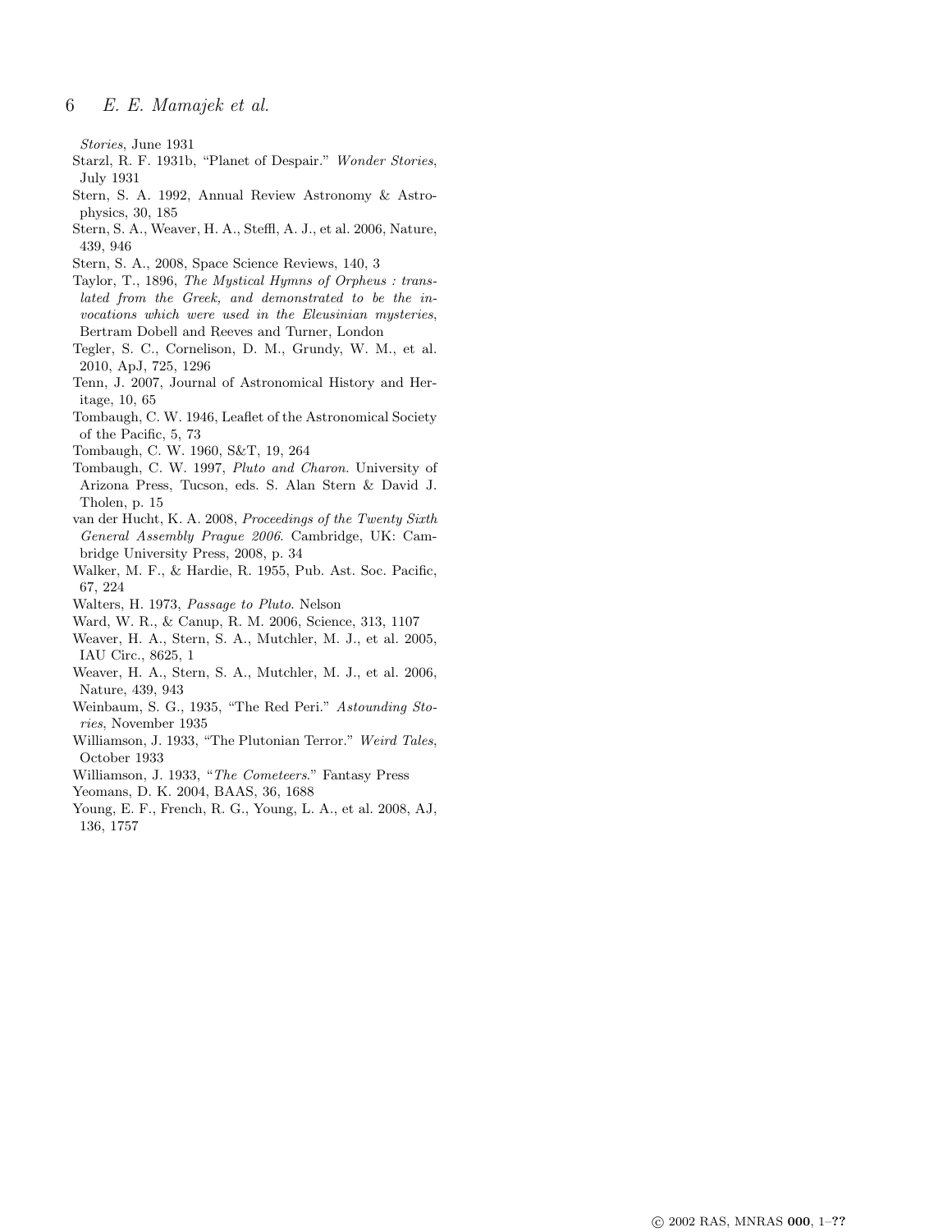*Stories*, June 1931

Starzl, R. F. 1931b, "Planet of Despair." *Wonder Stories*, July 1931

Stern, S. A. 1992, Annual Review Astronomy & Astrophysics, 30, 185

Stern, S. A., Weaver, H. A., Steffl, A. J., et al. 2006, Nature, 439, 946

Stern, S. A., 2008, Space Science Reviews, 140, 3

Taylor, T., 1896, *The Mystical Hymns of Orpheus : translated from the Greek, and demonstrated to be the invocations which were used in the Eleusinian mysteries*, Bertram Dobell and Reeves and Turner, London

Tegler, S. C., Cornelison, D. M., Grundy, W. M., et al. 2010, ApJ, 725, 1296

Tenn, J. 2007, Journal of Astronomical History and Heritage, 10, 65

Tombaugh, C. W. 1946, Leaflet of the Astronomical Society of the Pacific, 5, 73

Tombaugh, C. W. 1960, S&T, 19, 264

Tombaugh, C. W. 1997, *Pluto and Charon*. University of Arizona Press, Tucson, eds. S. Alan Stern & David J. Tholen, p. 15

van der Hucht, K. A. 2008, *Proceedings of the Twenty Sixth General Assembly Prague 2006*. Cambridge, UK: Cambridge University Press, 2008, p. 34

Walker, M. F., & Hardie, R. 1955, Pub. Ast. Soc. Pacific, 67, 224

Walters, H. 1973, *Passage to Pluto*. Nelson

Ward, W. R., & Canup, R. M. 2006, Science, 313, 1107

Weaver, H. A., Stern, S. A., Mutchler, M. J., et al. 2005, IAU Circ., 8625, 1

Weaver, H. A., Stern, S. A., Mutchler, M. J., et al. 2006, Nature, 439, 943

Weinbaum, S. G., 1935, "The Red Peri." *Astounding Stories*, November 1935

Williamson, J. 1933, "The Plutonian Terror." *Weird Tales*, October 1933

Williamson, J. 1933, "*The Cometeers*." Fantasy Press

Yeomans, D. K. 2004, BAAS, 36, 1688

Young, E. F., French, R. G., Young, L. A., et al. 2008, AJ, 136, 1757